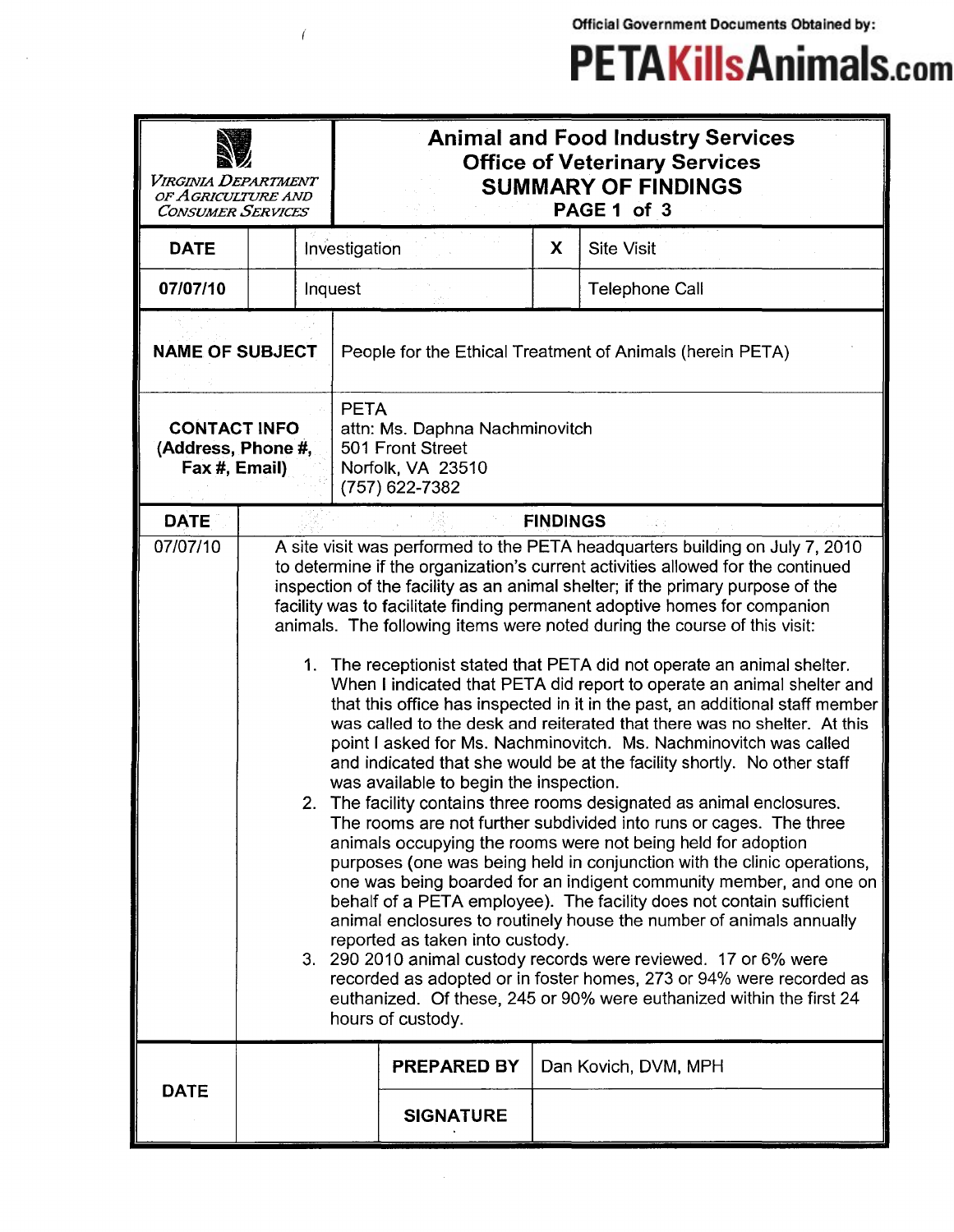Official Government Documents Obtained by:

**PETAKillsAnimals.com**

| VIRGINIA DEPARTMENT OF AGRICULTURE AND CONSUMER SERVICES | **Animal and Food Industry Services**<br>**Office of Veterinary Services**<br>**SUMMARY OF FINDINGS**<br>**PAGE 1 of 3** |
|---|---|

| **DATE** | | Investigation | X | Site Visit |
|---|---|---|---|---|
| **07/07/10** | | Inquest | | Telephone Call |

| | |
|---|---|
| **NAME OF SUBJECT** | People for the Ethical Treatment of Animals (herein PETA) |
| **CONTACT INFO (Address, Phone #, Fax #, Email)** | PETA<br>attn: Ms. Daphna Nachminovitch<br>501 Front Street<br>Norfolk, VA 23510<br>(757) 622-7382 |

| DATE | FINDINGS |
|---|---|
| 07/07/10 | A site visit was performed to the PETA headquarters building on July 7, 2010 to determine if the organization's current activities allowed for the continued inspection of the facility as an animal shelter; if the primary purpose of the facility was to facilitate finding permanent adoptive homes for companion animals. The following items were noted during the course of this visit: |

1. The receptionist stated that PETA did not operate an animal shelter. When I indicated that PETA did report to operate an animal shelter and that this office has inspected in it in the past, an additional staff member was called to the desk and reiterated that there was no shelter. At this point I asked for Ms. Nachminovitch. Ms. Nachminovitch was called and indicated that she would be at the facility shortly. No other staff was available to begin the inspection.
2. The facility contains three rooms designated as animal enclosures. The rooms are not further subdivided into runs or cages. The three animals occupying the rooms were not being held for adoption purposes (one was being held in conjunction with the clinic operations, one was being boarded for an indigent community member, and one on behalf of a PETA employee). The facility does not contain sufficient animal enclosures to routinely house the number of animals annually reported as taken into custody.
3. 290 2010 animal custody records were reviewed. 17 or 6% were recorded as adopted or in foster homes, 273 or 94% were recorded as euthanized. Of these, 245 or 90% were euthanized within the first 24 hours of custody.

| **DATE** | | **PREPARED BY** | Dan Kovich, DVM, MPH |
|---|---|---|---|
| | | **SIGNATURE** | |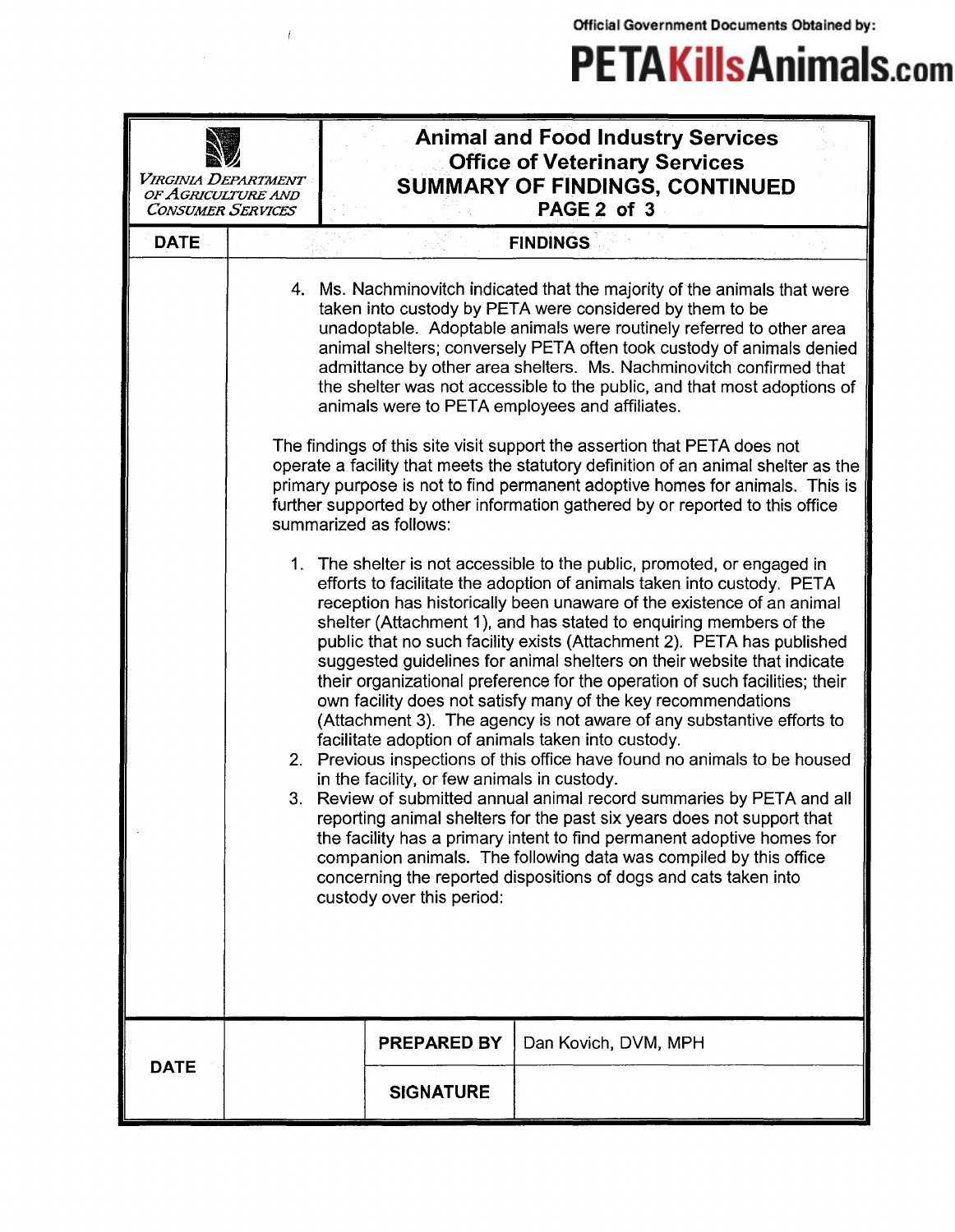Official Government Documents Obtained by:

**PETAKillsAnimals.com**

| VIRGINIA DEPARTMENT OF AGRICULTURE AND CONSUMER SERVICES | **Animal and Food Industry Services** **Office of Veterinary Services** **SUMMARY OF FINDINGS, CONTINUED** **PAGE 2 of 3** |
|---|---|

| DATE | FINDINGS |
|---|---|

4. Ms. Nachminovitch indicated that the majority of the animals that were taken into custody by PETA were considered by them to be unadoptable. Adoptable animals were routinely referred to other area animal shelters; conversely PETA often took custody of animals denied admittance by other area shelters. Ms. Nachminovitch confirmed that the shelter was not accessible to the public, and that most adoptions of animals were to PETA employees and affiliates.

The findings of this site visit support the assertion that PETA does not operate a facility that meets the statutory definition of an animal shelter as the primary purpose is not to find permanent adoptive homes for animals. This is further supported by other information gathered by or reported to this office summarized as follows:

1. The shelter is not accessible to the public, promoted, or engaged in efforts to facilitate the adoption of animals taken into custody. PETA reception has historically been unaware of the existence of an animal shelter (Attachment 1), and has stated to enquiring members of the public that no such facility exists (Attachment 2). PETA has published suggested guidelines for animal shelters on their website that indicate their organizational preference for the operation of such facilities; their own facility does not satisfy many of the key recommendations (Attachment 3). The agency is not aware of any substantive efforts to facilitate adoption of animals taken into custody.
2. Previous inspections of this office have found no animals to be housed in the facility, or few animals in custody.
3. Review of submitted annual animal record summaries by PETA and all reporting animal shelters for the past six years does not support that the facility has a primary intent to find permanent adoptive homes for companion animals. The following data was compiled by this office concerning the reported dispositions of dogs and cats taken into custody over this period:

| DATE | | PREPARED BY | Dan Kovich, DVM, MPH |
|---|---|---|---|
| | | SIGNATURE | |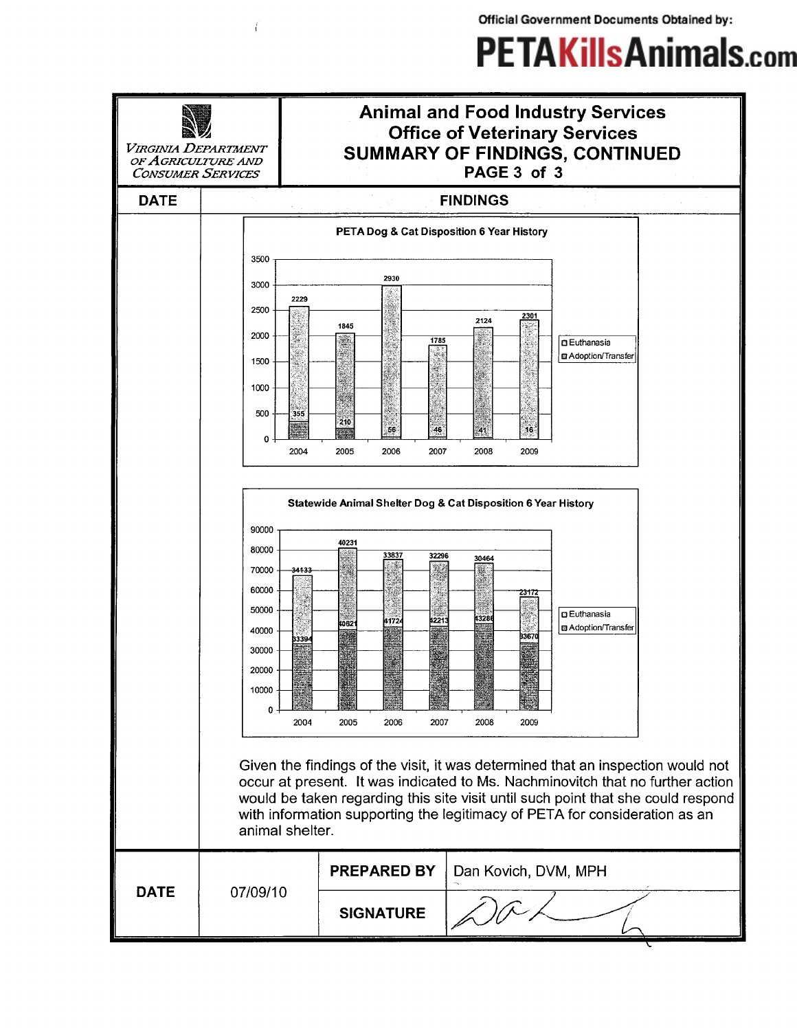Official Government Documents Obtained by:

**PETAKillsAnimals.com**

**Virginia Department of Agriculture and Consumer Services**

# Animal and Food Industry Services
## Office of Veterinary Services
## SUMMARY OF FINDINGS, CONTINUED
**PAGE 3 of 3**

| DATE | FINDINGS |
|---|---|

PETA Dog & Cat Disposition 6 Year History

3500
3000
2500
2000
1500
1000
500
0

2229
355
1845
210
2930
56
1785
46
2124
41
2301
16

2004
2005
2006
2007
2008
2009

Euthanasia
Adoption/Transfer

Statewide Animal Shelter Dog & Cat Disposition 6 Year History

90000
80000
70000
60000
50000
40000
30000
20000
10000
0

34133
33394
40231
40621
33837
41724
32296
42213
30464
43286
23172
33670

2004
2005
2006
2007
2008
2009

Euthanasia
Adoption/Transfer

Given the findings of the visit, it was determined that an inspection would not occur at present. It was indicated to Ms. Nachminovitch that no further action would be taken regarding this site visit until such point that she could respond with information supporting the legitimacy of PETA for consideration as an animal shelter.

| | | | |
|---|---|---|---|
| **DATE** | 07/09/10 | **PREPARED BY** | Dan Kovich, DVM, MPH |
| | | **SIGNATURE** | |